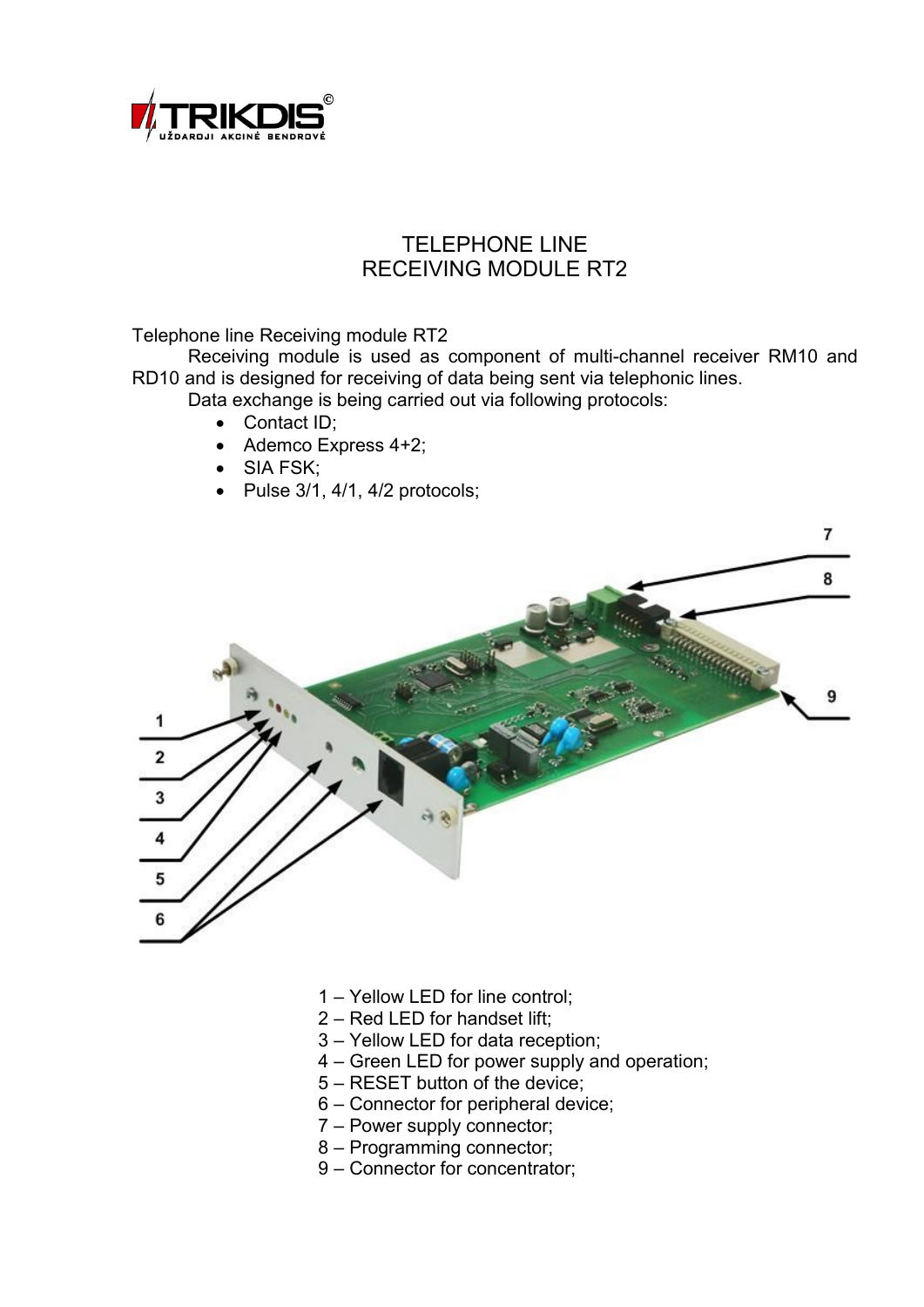# TELEPHONE LINE
# RECEIVING MODULE RT2

Telephone line Receiving module RT2

Receiving module is used as component of multi-channel receiver RM10 and RD10 and is designed for receiving of data being sent via telephonic lines.

Data exchange is being carried out via following protocols:

- Contact ID;
- Ademco Express 4+2;
- SIA FSK;
- Pulse 3/1, 4/1, 4/2 protocols;

1 – Yellow LED for line control;
2 – Red LED for handset lift;
3 – Yellow LED for data reception;
4 – Green LED for power supply and operation;
5 – RESET button of the device;
6 – Connector for peripheral device;
7 – Power supply connector;
8 – Programming connector;
9 – Connector for concentrator;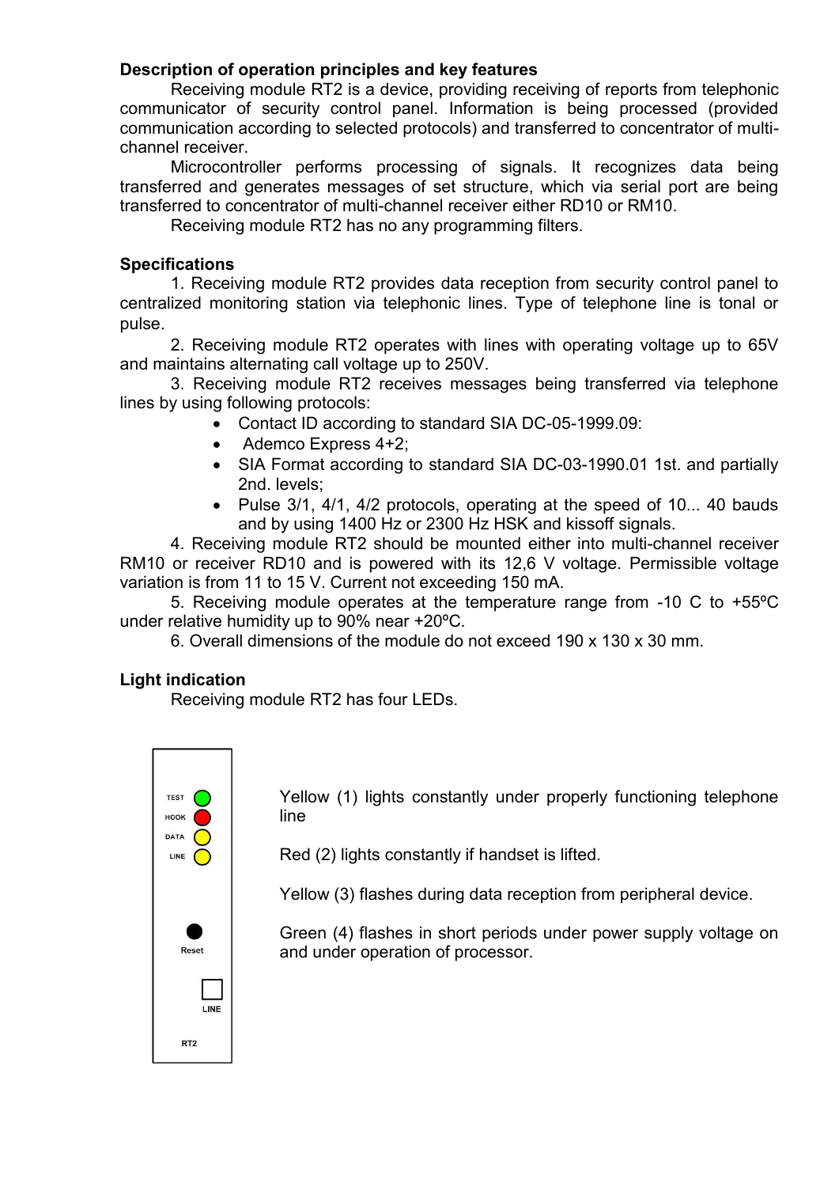**Description of operation principles and key features**

Receiving module RT2 is a device, providing receiving of reports from telephonic communicator of security control panel. Information is being processed (provided communication according to selected protocols) and transferred to concentrator of multi-channel receiver.

Microcontroller performs processing of signals. It recognizes data being transferred and generates messages of set structure, which via serial port are being transferred to concentrator of multi-channel receiver either RD10 or RM10.

Receiving module RT2 has no any programming filters.

**Specifications**

1. Receiving module RT2 provides data reception from security control panel to centralized monitoring station via telephonic lines. Type of telephone line is tonal or pulse.

2. Receiving module RT2 operates with lines with operating voltage up to 65V and maintains alternating call voltage up to 250V.

3. Receiving module RT2 receives messages being transferred via telephone lines by using following protocols:

- Contact ID according to standard SIA DC-05-1999.09:
- Ademco Express 4+2;
- SIA Format according to standard SIA DC-03-1990.01 1st. and partially 2nd. levels;
- Pulse 3/1, 4/1, 4/2 protocols, operating at the speed of 10... 40 bauds and by using 1400 Hz or 2300 Hz HSK and kissoff signals.

4. Receiving module RT2 should be mounted either into multi-channel receiver RM10 or receiver RD10 and is powered with its 12,6 V voltage. Permissible voltage variation is from 11 to 15 V. Current not exceeding 150 mA.

5. Receiving module operates at the temperature range from -10 C to +55ºC under relative humidity up to 90% near +20ºC.

6. Overall dimensions of the module do not exceed 190 x 130 x 30 mm.

**Light indication**

Receiving module RT2 has four LEDs.

TEST
HOOK
DATA
LINE

Reset

LINE

RT2

Yellow (1) lights constantly under properly functioning telephone line

Red (2) lights constantly if handset is lifted.

Yellow (3) flashes during data reception from peripheral device.

Green (4) flashes in short periods under power supply voltage on and under operation of processor.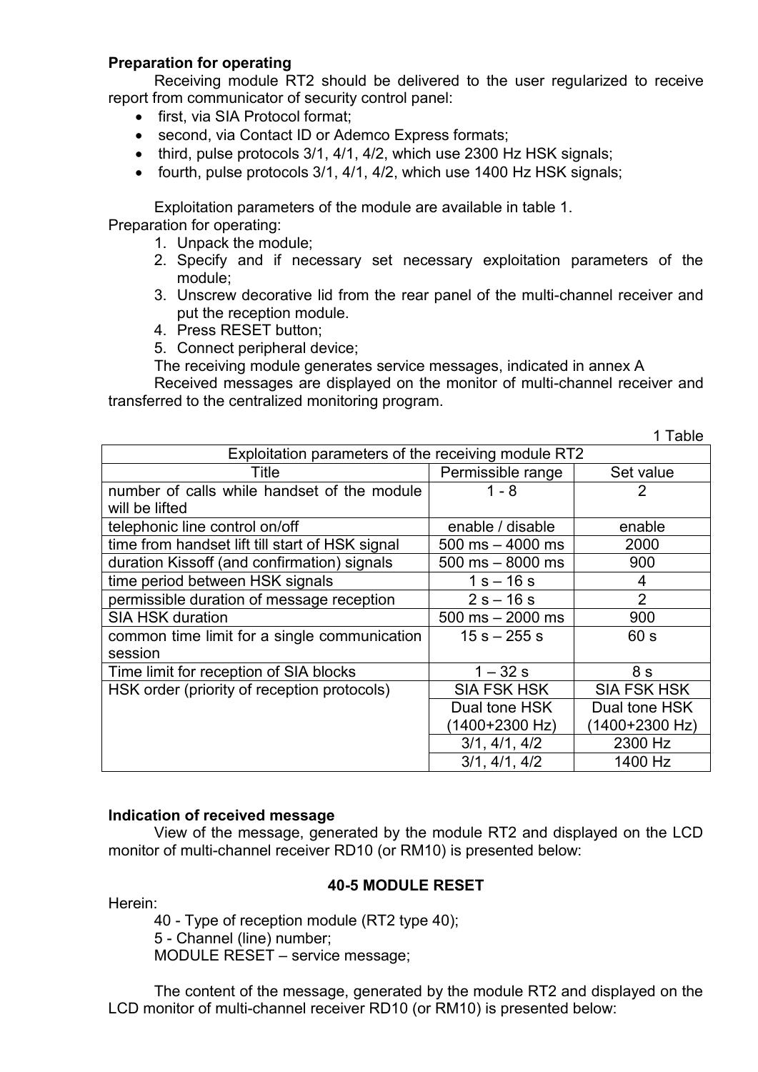**Preparation for operating**

Receiving module RT2 should be delivered to the user regularized to receive report from communicator of security control panel:

- first, via SIA Protocol format;
- second, via Contact ID or Ademco Express formats;
- third, pulse protocols 3/1, 4/1, 4/2, which use 2300 Hz HSK signals;
- fourth, pulse protocols 3/1, 4/1, 4/2, which use 1400 Hz HSK signals;

Exploitation parameters of the module are available in table 1.

Preparation for operating:

1. Unpack the module;
2. Specify and if necessary set necessary exploitation parameters of the module;
3. Unscrew decorative lid from the rear panel of the multi-channel receiver and put the reception module.
4. Press RESET button;
5. Connect peripheral device;

The receiving module generates service messages, indicated in annex A

Received messages are displayed on the monitor of multi-channel receiver and transferred to the centralized monitoring program.

1 Table

| Exploitation parameters of the receiving module RT2 | | |
|---|---|---|
| Title | Permissible range | Set value |
| number of calls while handset of the module will be lifted | 1 - 8 | 2 |
| telephonic line control on/off | enable / disable | enable |
| time from handset lift till start of HSK signal | 500 ms – 4000 ms | 2000 |
| duration Kissoff (and confirmation) signals | 500 ms – 8000 ms | 900 |
| time period between HSK signals | 1 s – 16 s | 4 |
| permissible duration of message reception | 2 s – 16 s | 2 |
| SIA HSK duration | 500 ms – 2000 ms | 900 |
| common time limit for a single communication session | 15 s – 255 s | 60 s |
| Time limit for reception of SIA blocks | 1 – 32 s | 8 s |
| HSK order (priority of reception protocols) | SIA FSK HSK | SIA FSK HSK |
| | Dual tone HSK (1400+2300 Hz) | Dual tone HSK (1400+2300 Hz) |
| | 3/1, 4/1, 4/2 | 2300 Hz |
| | 3/1, 4/1, 4/2 | 1400 Hz |

**Indication of received message**

View of the message, generated by the module RT2 and displayed on the LCD monitor of multi-channel receiver RD10 (or RM10) is presented below:

**40-5 MODULE RESET**

Herein:

40 - Type of reception module (RT2 type 40);
5 - Channel (line) number;
MODULE RESET – service message;

The content of the message, generated by the module RT2 and displayed on the LCD monitor of multi-channel receiver RD10 (or RM10) is presented below: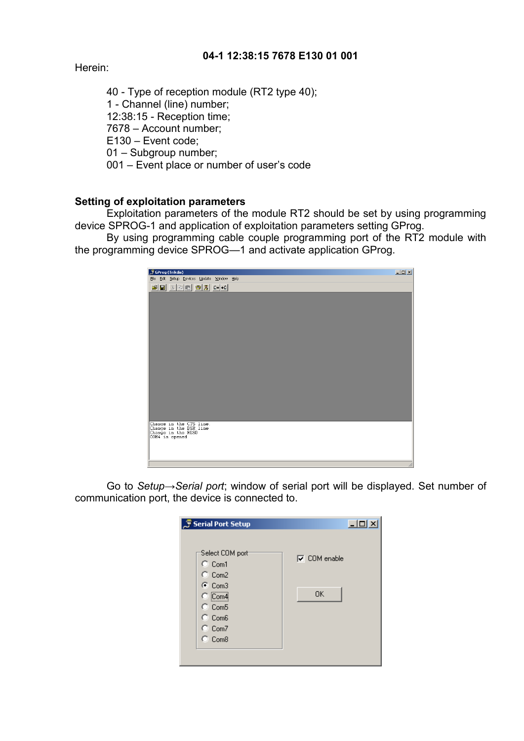**04-1 12:38:15 7678 E130 01 001**

Herein:

40 - Type of reception module (RT2 type 40);
1 - Channel (line) number;
12:38:15 - Reception time;
7678 – Account number;
E130 – Event code;
01 – Subgroup number;
001 – Event place or number of user's code

**Setting of exploitation parameters**

Exploitation parameters of the module RT2 should be set by using programming device SPROG-1 and application of exploitation parameters setting GProg.

By using programming cable couple programming port of the RT2 module with the programming device SPROG—1 and activate application GProg.

Go to *Setup→Serial port*; window of serial port will be displayed. Set number of communication port, the device is connected to.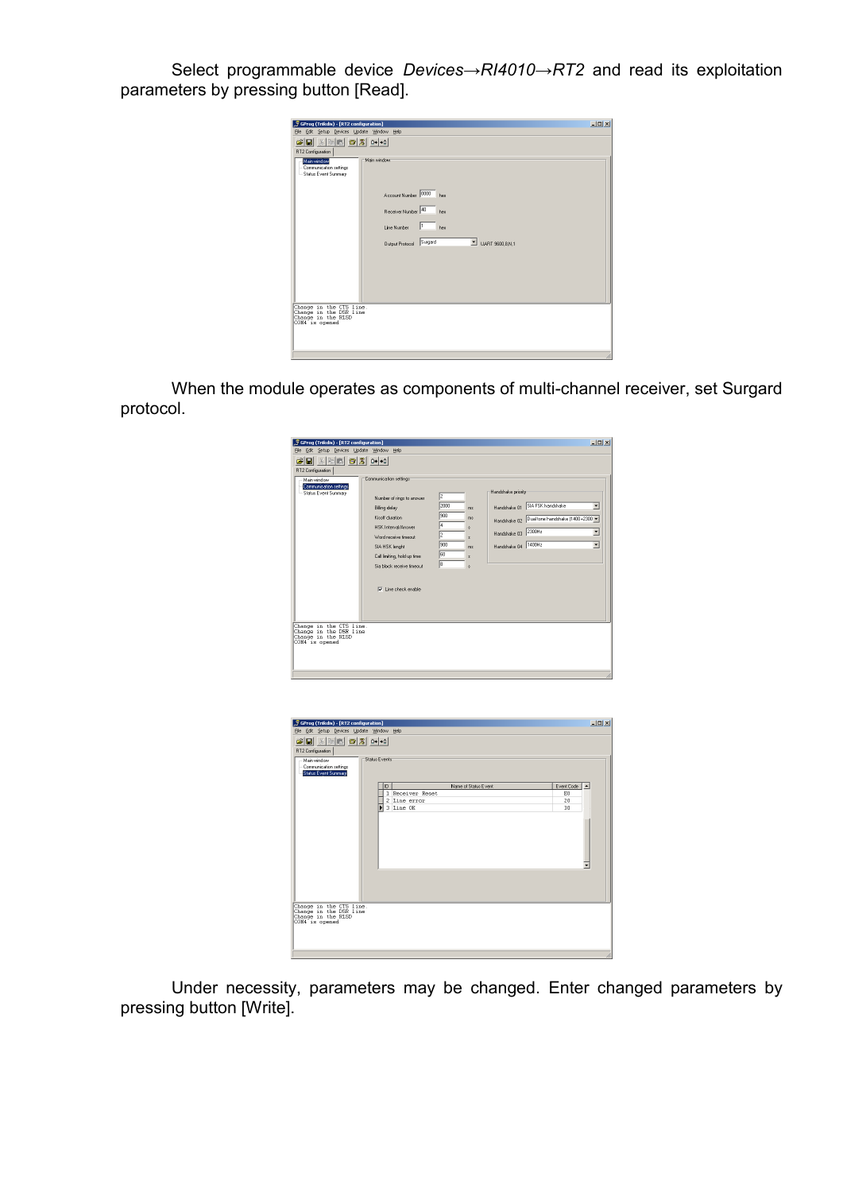Select programmable device *Devices→RI4010→RT2* and read its exploitation parameters by pressing button [Read].

When the module operates as components of multi-channel receiver, set Surgard protocol.

Under necessity, parameters may be changed. Enter changed parameters by pressing button [Write].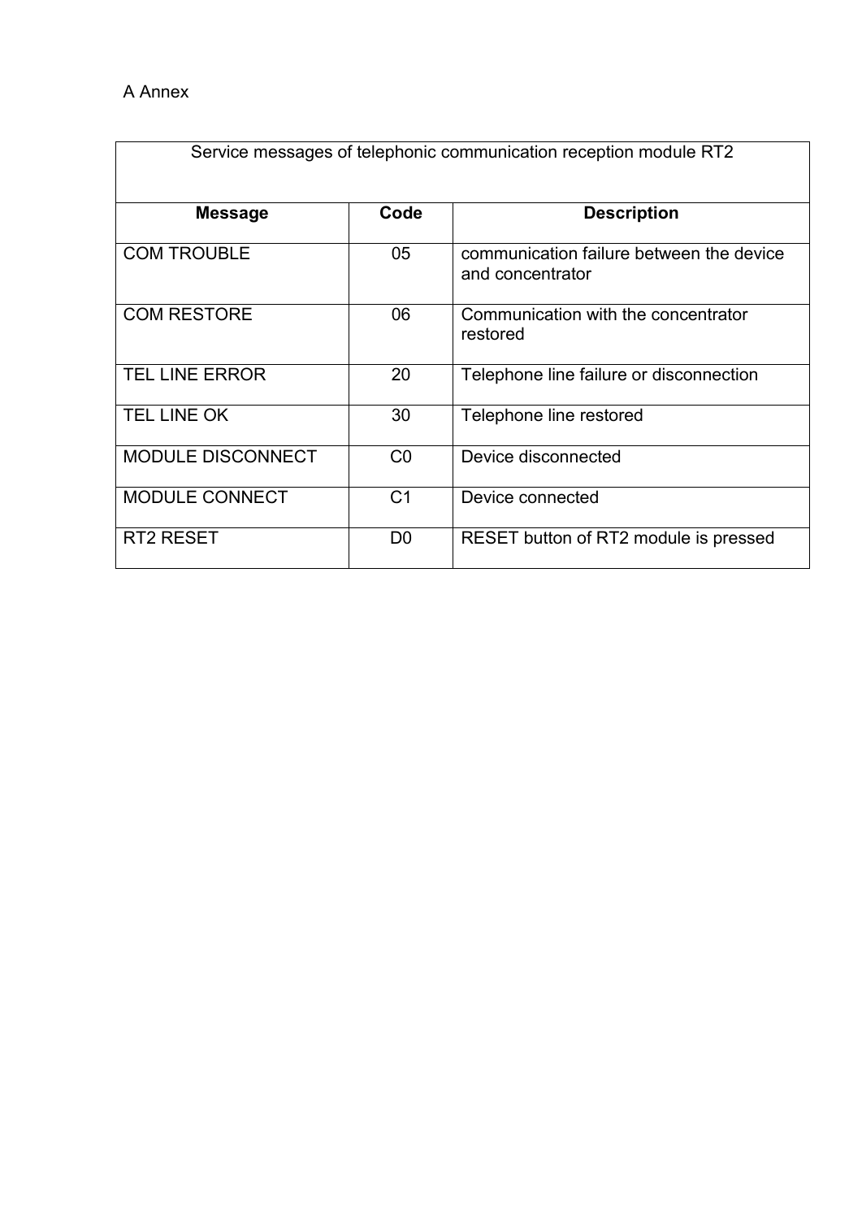A Annex

| Service messages of telephonic communication reception module RT2 | | |
|---|---|---|
| **Message** | **Code** | **Description** |
| COM TROUBLE | 05 | communication failure between the device and concentrator |
| COM RESTORE | 06 | Communication with the concentrator restored |
| TEL LINE ERROR | 20 | Telephone line failure or disconnection |
| TEL LINE OK | 30 | Telephone line restored |
| MODULE DISCONNECT | C0 | Device disconnected |
| MODULE CONNECT | C1 | Device connected |
| RT2 RESET | D0 | RESET button of RT2 module is pressed |